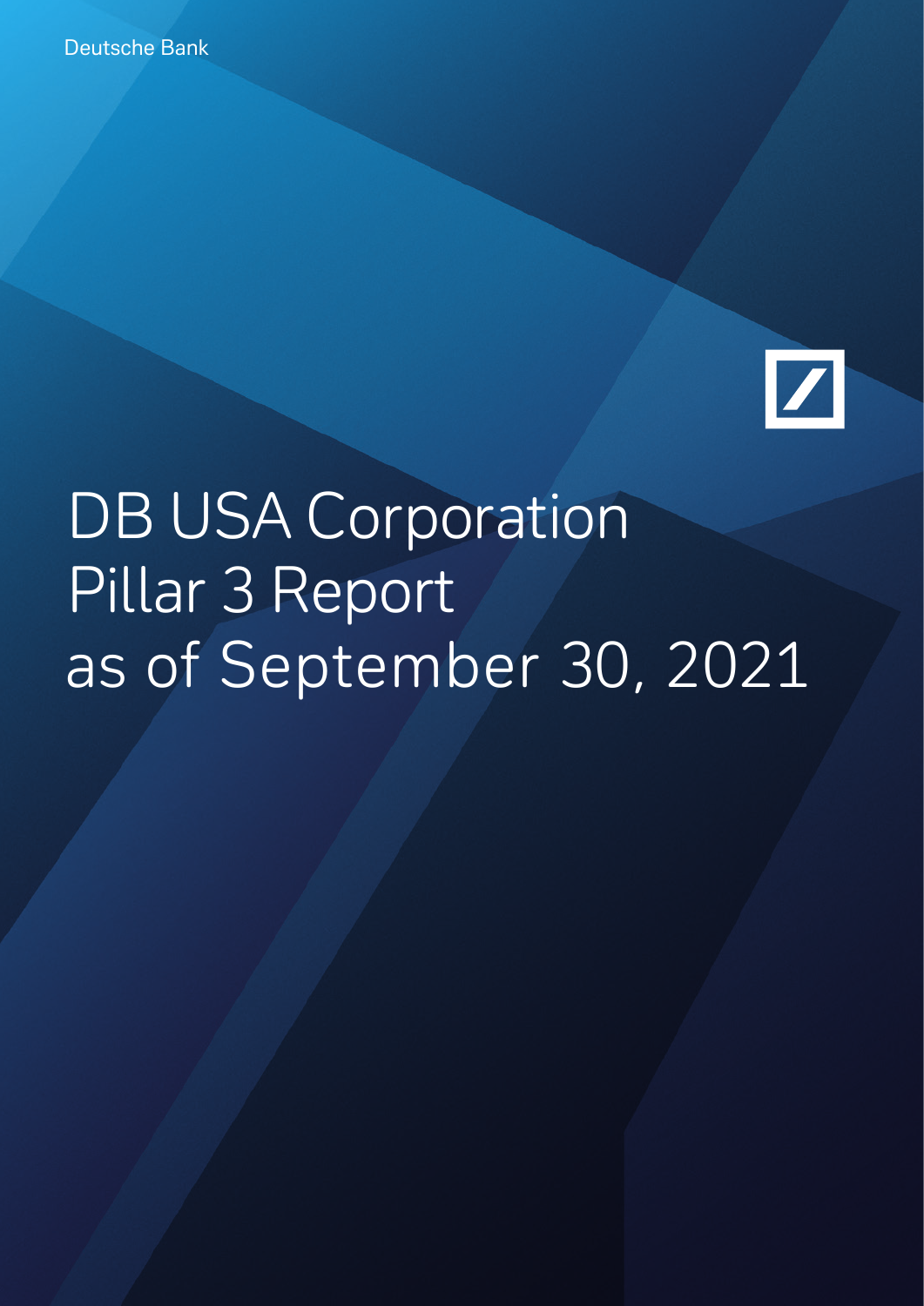Deutsche Bank

# DB USA Corporation Pillar 3 Report as of September 30, 2021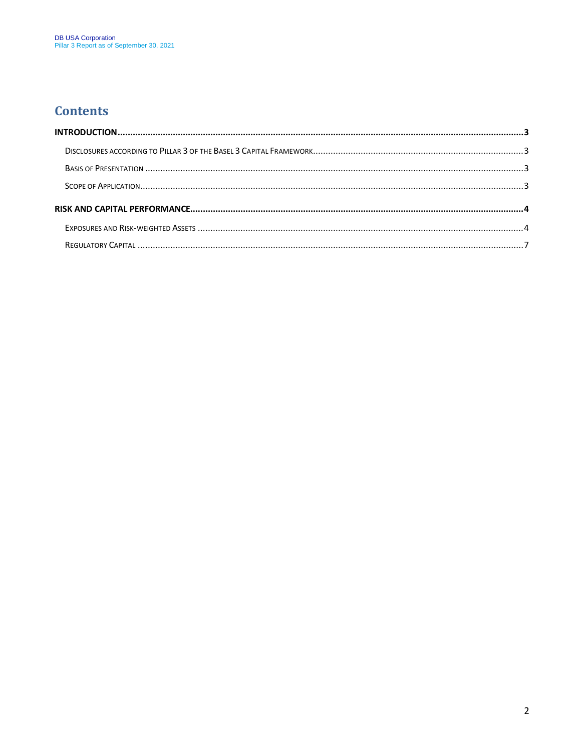# Contents

**INTRODUCTION** .......... **3**

Disclosures according to Pillar 3 of the Basel 3 Capital Framework .......... 3

Basis of Presentation .......... 3

Scope of Application .......... 3

**RISK AND CAPITAL PERFORMANCE** .......... **4**

Exposures and Risk-weighted Assets .......... 4

Regulatory Capital .......... 7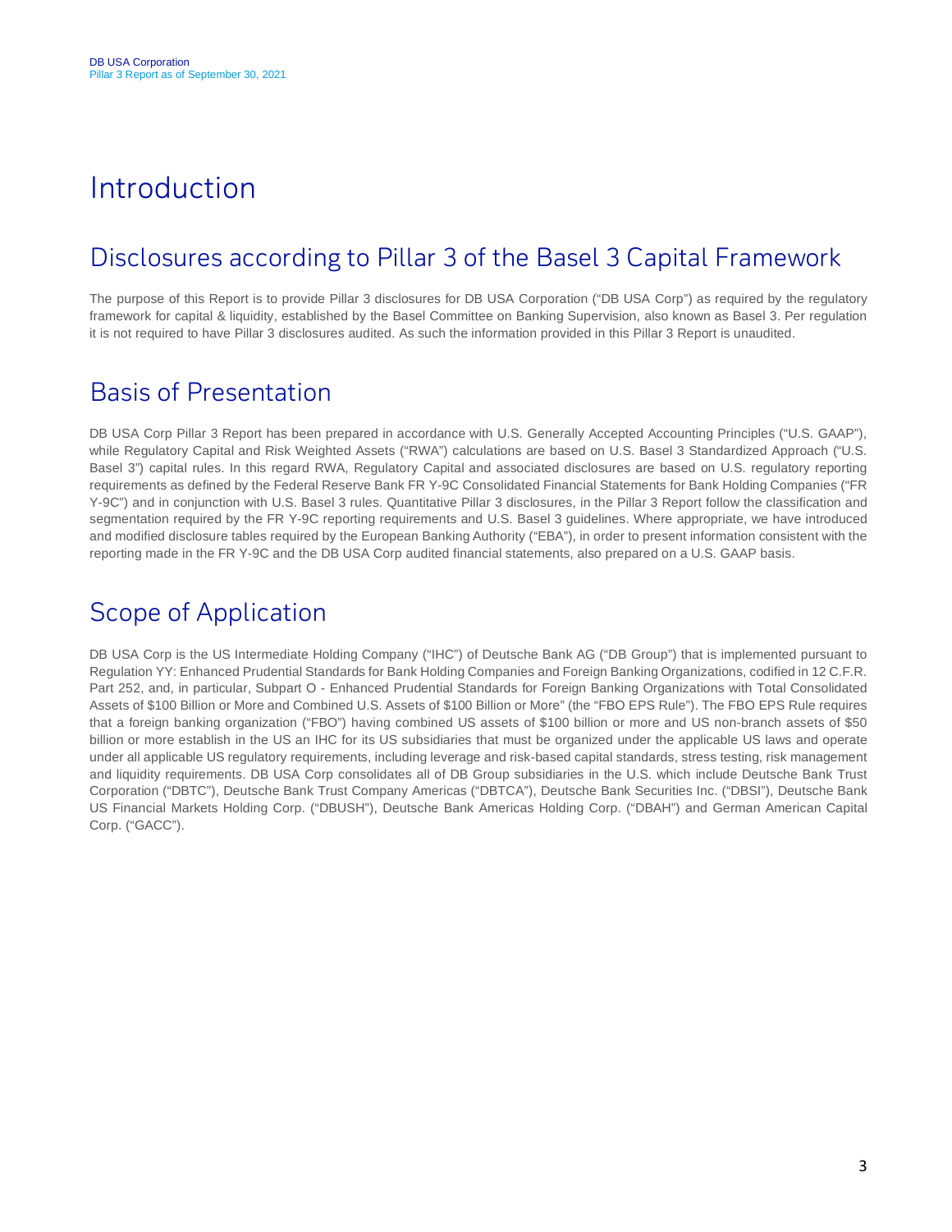# Introduction

## Disclosures according to Pillar 3 of the Basel 3 Capital Framework

The purpose of this Report is to provide Pillar 3 disclosures for DB USA Corporation ("DB USA Corp") as required by the regulatory framework for capital & liquidity, established by the Basel Committee on Banking Supervision, also known as Basel 3. Per regulation it is not required to have Pillar 3 disclosures audited. As such the information provided in this Pillar 3 Report is unaudited.

## Basis of Presentation

DB USA Corp Pillar 3 Report has been prepared in accordance with U.S. Generally Accepted Accounting Principles ("U.S. GAAP"), while Regulatory Capital and Risk Weighted Assets ("RWA") calculations are based on U.S. Basel 3 Standardized Approach ("U.S. Basel 3") capital rules. In this regard RWA, Regulatory Capital and associated disclosures are based on U.S. regulatory reporting requirements as defined by the Federal Reserve Bank FR Y-9C Consolidated Financial Statements for Bank Holding Companies ("FR Y-9C") and in conjunction with U.S. Basel 3 rules. Quantitative Pillar 3 disclosures, in the Pillar 3 Report follow the classification and segmentation required by the FR Y-9C reporting requirements and U.S. Basel 3 guidelines. Where appropriate, we have introduced and modified disclosure tables required by the European Banking Authority ("EBA"), in order to present information consistent with the reporting made in the FR Y-9C and the DB USA Corp audited financial statements, also prepared on a U.S. GAAP basis.

## Scope of Application

DB USA Corp is the US Intermediate Holding Company ("IHC") of Deutsche Bank AG ("DB Group") that is implemented pursuant to Regulation YY: Enhanced Prudential Standards for Bank Holding Companies and Foreign Banking Organizations, codified in 12 C.F.R. Part 252, and, in particular, Subpart O - Enhanced Prudential Standards for Foreign Banking Organizations with Total Consolidated Assets of $100 Billion or More and Combined U.S. Assets of $100 Billion or More" (the "FBO EPS Rule"). The FBO EPS Rule requires that a foreign banking organization ("FBO") having combined US assets of $100 billion or more and US non-branch assets of $50 billion or more establish in the US an IHC for its US subsidiaries that must be organized under the applicable US laws and operate under all applicable US regulatory requirements, including leverage and risk-based capital standards, stress testing, risk management and liquidity requirements. DB USA Corp consolidates all of DB Group subsidiaries in the U.S. which include Deutsche Bank Trust Corporation ("DBTC"), Deutsche Bank Trust Company Americas ("DBTCA"), Deutsche Bank Securities Inc. ("DBSI"), Deutsche Bank US Financial Markets Holding Corp. ("DBUSH"), Deutsche Bank Americas Holding Corp. ("DBAH") and German American Capital Corp. ("GACC").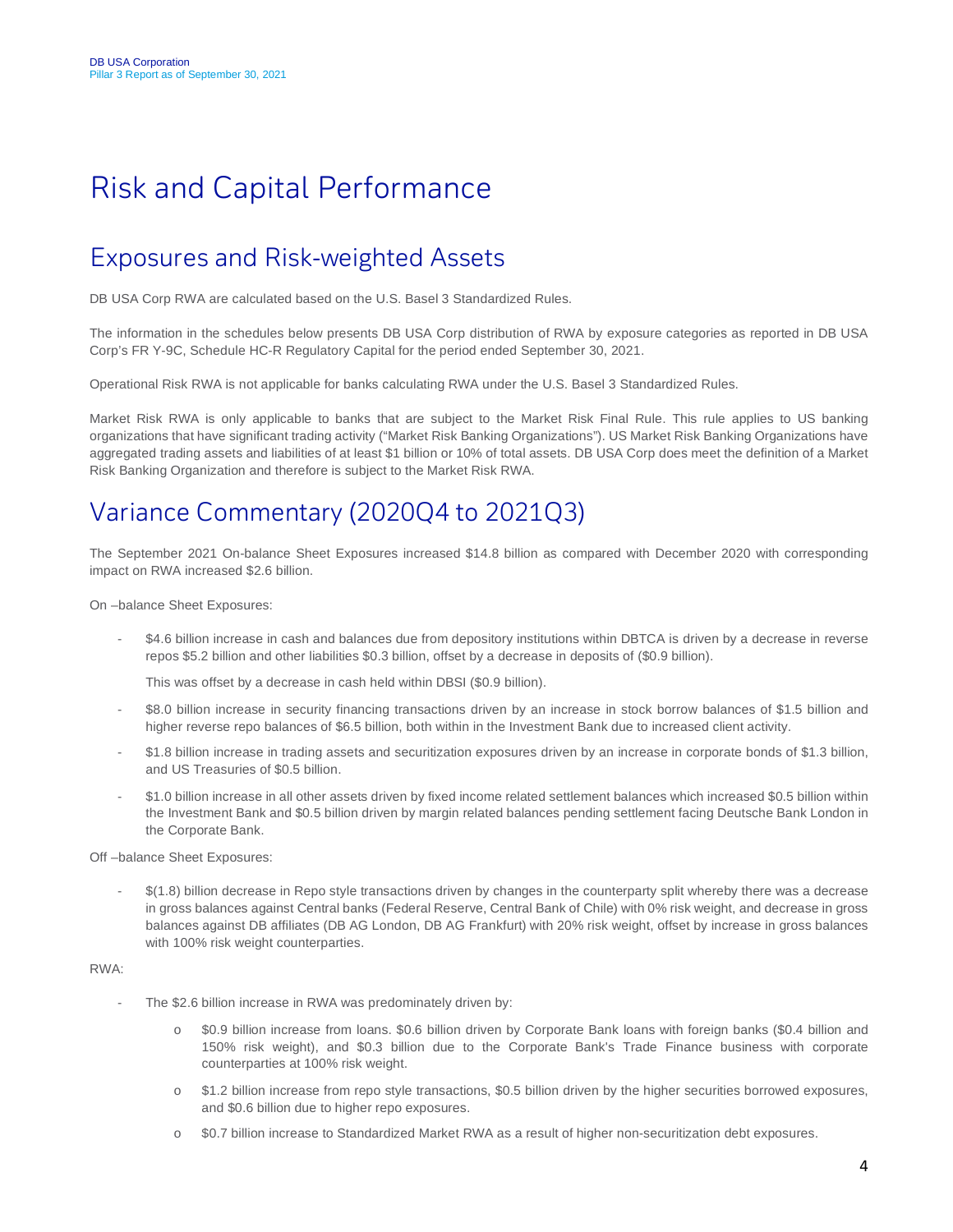# Risk and Capital Performance

## Exposures and Risk-weighted Assets

DB USA Corp RWA are calculated based on the U.S. Basel 3 Standardized Rules.

The information in the schedules below presents DB USA Corp distribution of RWA by exposure categories as reported in DB USA Corp's FR Y-9C, Schedule HC-R Regulatory Capital for the period ended September 30, 2021.

Operational Risk RWA is not applicable for banks calculating RWA under the U.S. Basel 3 Standardized Rules.

Market Risk RWA is only applicable to banks that are subject to the Market Risk Final Rule. This rule applies to US banking organizations that have significant trading activity ("Market Risk Banking Organizations"). US Market Risk Banking Organizations have aggregated trading assets and liabilities of at least $1 billion or 10% of total assets. DB USA Corp does meet the definition of a Market Risk Banking Organization and therefore is subject to the Market Risk RWA.

## Variance Commentary (2020Q4 to 2021Q3)

The September 2021 On-balance Sheet Exposures increased $14.8 billion as compared with December 2020 with corresponding impact on RWA increased $2.6 billion.

On –balance Sheet Exposures:

- $4.6 billion increase in cash and balances due from depository institutions within DBTCA is driven by a decrease in reverse repos $5.2 billion and other liabilities $0.3 billion, offset by a decrease in deposits of ($0.9 billion).

  This was offset by a decrease in cash held within DBSI ($0.9 billion).

- $8.0 billion increase in security financing transactions driven by an increase in stock borrow balances of $1.5 billion and higher reverse repo balances of $6.5 billion, both within in the Investment Bank due to increased client activity.
- $1.8 billion increase in trading assets and securitization exposures driven by an increase in corporate bonds of $1.3 billion, and US Treasuries of $0.5 billion.
- $1.0 billion increase in all other assets driven by fixed income related settlement balances which increased $0.5 billion within the Investment Bank and $0.5 billion driven by margin related balances pending settlement facing Deutsche Bank London in the Corporate Bank.

Off –balance Sheet Exposures:

- $(1.8) billion decrease in Repo style transactions driven by changes in the counterparty split whereby there was a decrease in gross balances against Central banks (Federal Reserve, Central Bank of Chile) with 0% risk weight, and decrease in gross balances against DB affiliates (DB AG London, DB AG Frankfurt) with 20% risk weight, offset by increase in gross balances with 100% risk weight counterparties.

RWA:

- The $2.6 billion increase in RWA was predominately driven by:
  - $0.9 billion increase from loans. $0.6 billion driven by Corporate Bank loans with foreign banks ($0.4 billion and 150% risk weight), and $0.3 billion due to the Corporate Bank's Trade Finance business with corporate counterparties at 100% risk weight.
  - $1.2 billion increase from repo style transactions, $0.5 billion driven by the higher securities borrowed exposures, and $0.6 billion due to higher repo exposures.
  - $0.7 billion increase to Standardized Market RWA as a result of higher non-securitization debt exposures.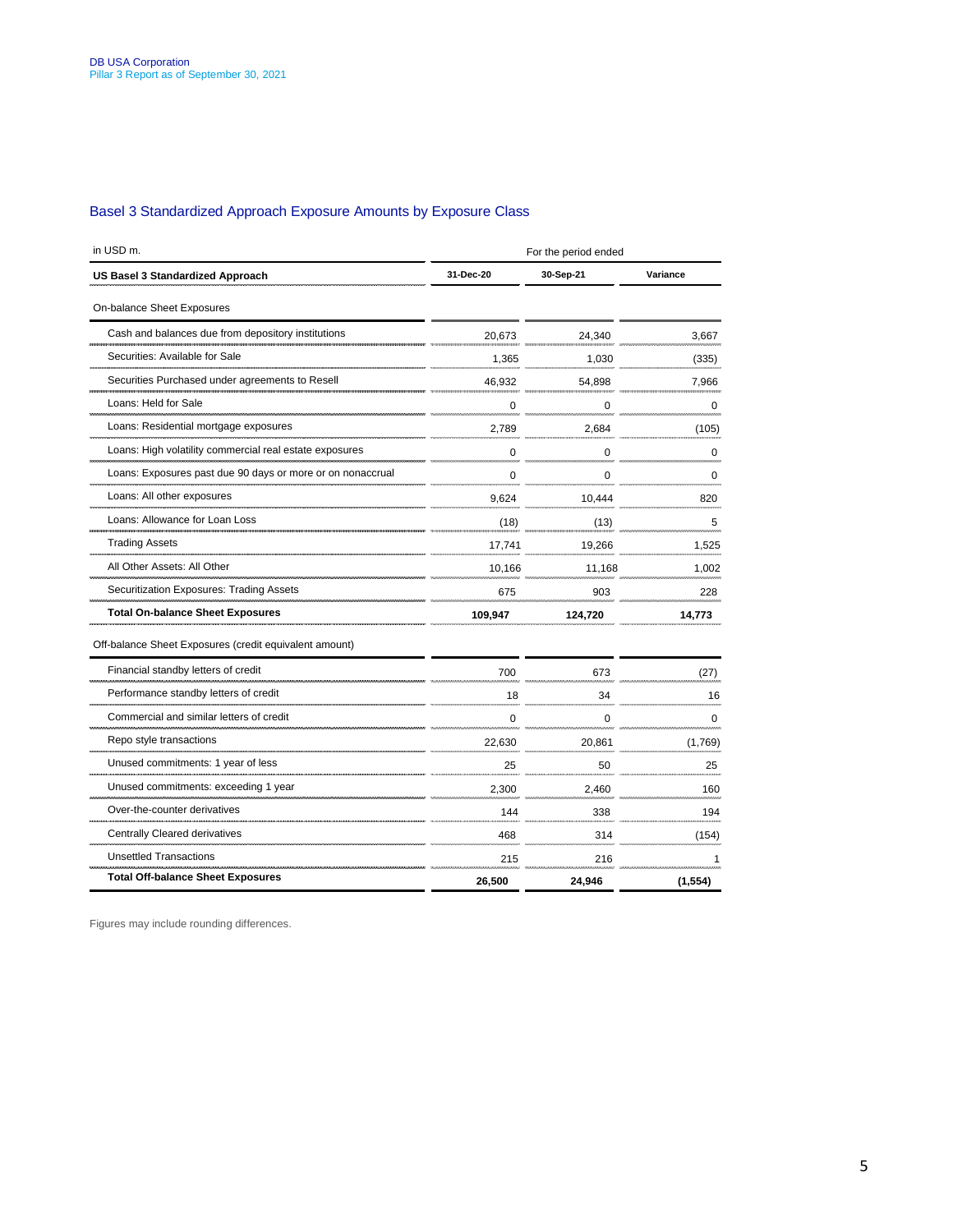## Basel 3 Standardized Approach Exposure Amounts by Exposure Class

| in USD m. | For the period ended | | |
|---|---|---|---|
| **US Basel 3 Standardized Approach** | **31-Dec-20** | **30-Sep-21** | **Variance** |
| On-balance Sheet Exposures | | | |
| Cash and balances due from depository institutions | 20,673 | 24,340 | 3,667 |
| Securities: Available for Sale | 1,365 | 1,030 | (335) |
| Securities Purchased under agreements to Resell | 46,932 | 54,898 | 7,966 |
| Loans: Held for Sale | 0 | 0 | 0 |
| Loans: Residential mortgage exposures | 2,789 | 2,684 | (105) |
| Loans: High volatility commercial real estate exposures | 0 | 0 | 0 |
| Loans: Exposures past due 90 days or more or on nonaccrual | 0 | 0 | 0 |
| Loans: All other exposures | 9,624 | 10,444 | 820 |
| Loans: Allowance for Loan Loss | (18) | (13) | 5 |
| Trading Assets | 17,741 | 19,266 | 1,525 |
| All Other Assets: All Other | 10,166 | 11,168 | 1,002 |
| Securitization Exposures: Trading Assets | 675 | 903 | 228 |
| **Total On-balance Sheet Exposures** | **109,947** | **124,720** | **14,773** |
| Off-balance Sheet Exposures (credit equivalent amount) | | | |
| Financial standby letters of credit | 700 | 673 | (27) |
| Performance standby letters of credit | 18 | 34 | 16 |
| Commercial and similar letters of credit | 0 | 0 | 0 |
| Repo style transactions | 22,630 | 20,861 | (1,769) |
| Unused commitments: 1 year of less | 25 | 50 | 25 |
| Unused commitments: exceeding 1 year | 2,300 | 2,460 | 160 |
| Over-the-counter derivatives | 144 | 338 | 194 |
| Centrally Cleared derivatives | 468 | 314 | (154) |
| Unsettled Transactions | 215 | 216 | 1 |
| **Total Off-balance Sheet Exposures** | **26,500** | **24,946** | **(1,554)** |

Figures may include rounding differences.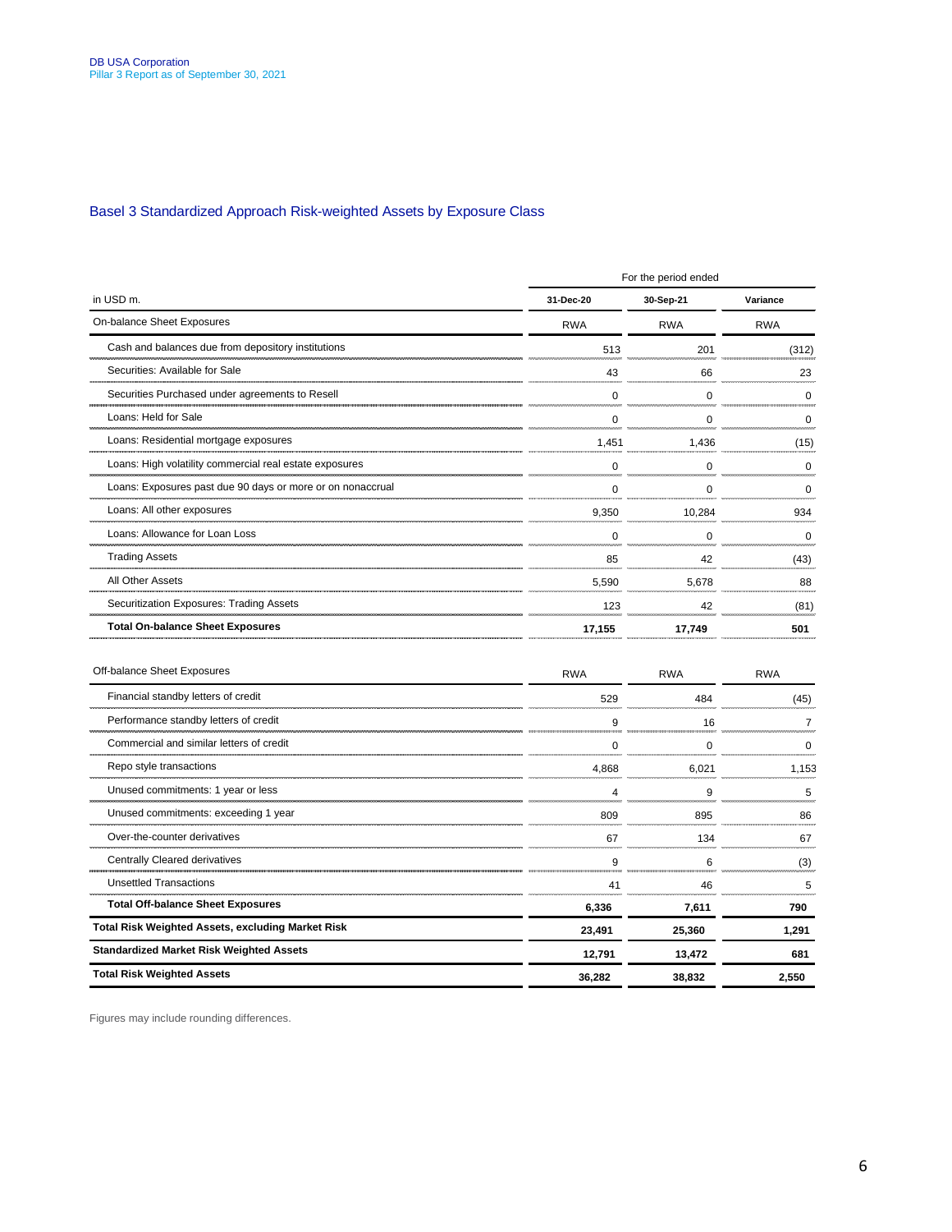## Basel 3 Standardized Approach Risk-weighted Assets by Exposure Class

| in USD m. | 31-Dec-20 | 30-Sep-21 | Variance |
|---|---|---|---|
| | For the period ended | | |
| On-balance Sheet Exposures | RWA | RWA | RWA |
| Cash and balances due from depository institutions | 513 | 201 | (312) |
| Securities: Available for Sale | 43 | 66 | 23 |
| Securities Purchased under agreements to Resell | 0 | 0 | 0 |
| Loans: Held for Sale | 0 | 0 | 0 |
| Loans: Residential mortgage exposures | 1,451 | 1,436 | (15) |
| Loans: High volatility commercial real estate exposures | 0 | 0 | 0 |
| Loans: Exposures past due 90 days or more or on nonaccrual | 0 | 0 | 0 |
| Loans: All other exposures | 9,350 | 10,284 | 934 |
| Loans: Allowance for Loan Loss | 0 | 0 | 0 |
| Trading Assets | 85 | 42 | (43) |
| All Other Assets | 5,590 | 5,678 | 88 |
| Securitization Exposures: Trading Assets | 123 | 42 | (81) |
| **Total On-balance Sheet Exposures** | **17,155** | **17,749** | **501** |
| Off-balance Sheet Exposures | RWA | RWA | RWA |
| Financial standby letters of credit | 529 | 484 | (45) |
| Performance standby letters of credit | 9 | 16 | 7 |
| Commercial and similar letters of credit | 0 | 0 | 0 |
| Repo style transactions | 4,868 | 6,021 | 1,153 |
| Unused commitments: 1 year or less | 4 | 9 | 5 |
| Unused commitments: exceeding 1 year | 809 | 895 | 86 |
| Over-the-counter derivatives | 67 | 134 | 67 |
| Centrally Cleared derivatives | 9 | 6 | (3) |
| Unsettled Transactions | 41 | 46 | 5 |
| **Total Off-balance Sheet Exposures** | **6,336** | **7,611** | **790** |
| **Total Risk Weighted Assets, excluding Market Risk** | **23,491** | **25,360** | **1,291** |
| **Standardized Market Risk Weighted Assets** | **12,791** | **13,472** | **681** |
| **Total Risk Weighted Assets** | **36,282** | **38,832** | **2,550** |

Figures may include rounding differences.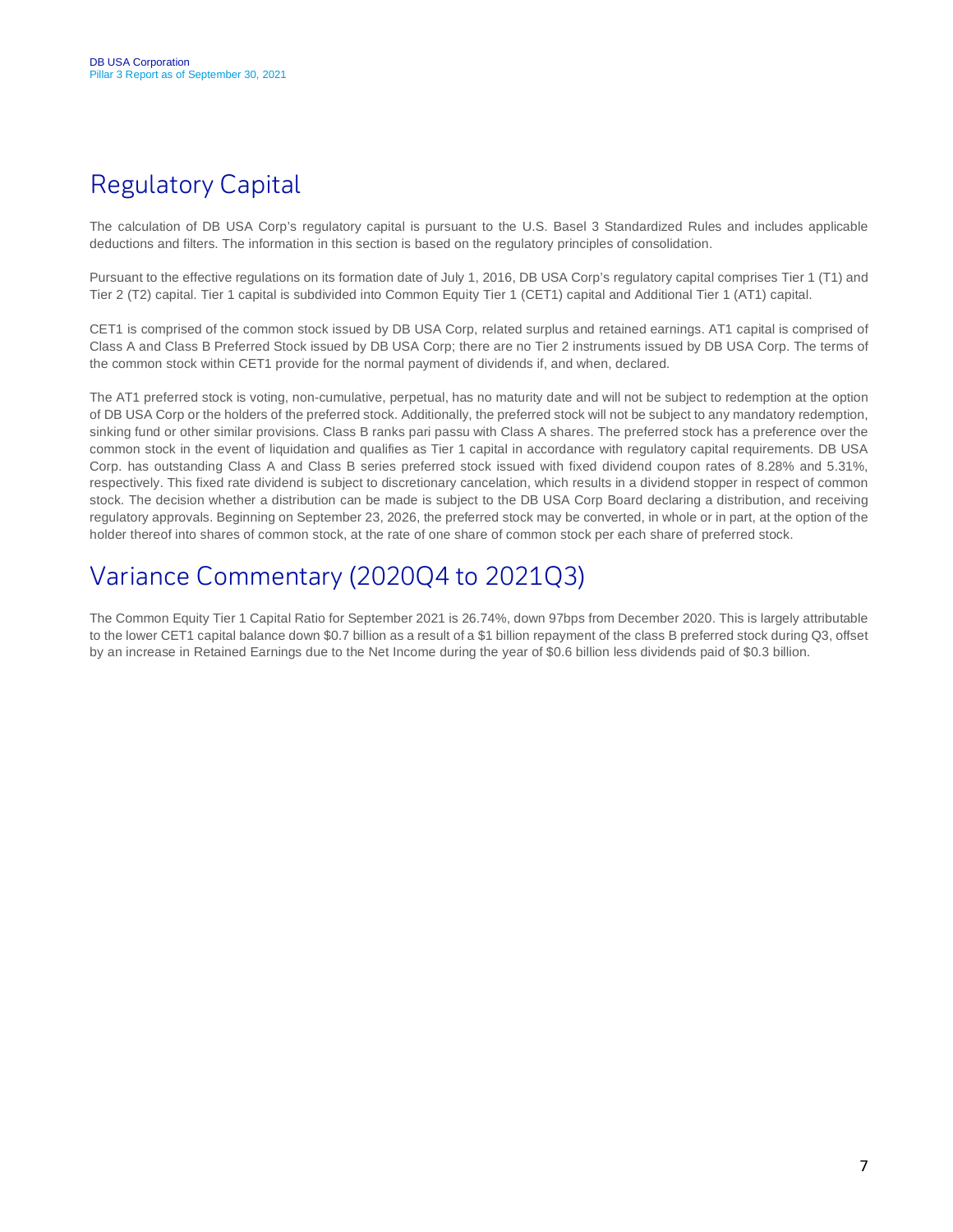## Regulatory Capital

The calculation of DB USA Corp's regulatory capital is pursuant to the U.S. Basel 3 Standardized Rules and includes applicable deductions and filters. The information in this section is based on the regulatory principles of consolidation.

Pursuant to the effective regulations on its formation date of July 1, 2016, DB USA Corp's regulatory capital comprises Tier 1 (T1) and Tier 2 (T2) capital. Tier 1 capital is subdivided into Common Equity Tier 1 (CET1) capital and Additional Tier 1 (AT1) capital.

CET1 is comprised of the common stock issued by DB USA Corp, related surplus and retained earnings. AT1 capital is comprised of Class A and Class B Preferred Stock issued by DB USA Corp; there are no Tier 2 instruments issued by DB USA Corp. The terms of the common stock within CET1 provide for the normal payment of dividends if, and when, declared.

The AT1 preferred stock is voting, non-cumulative, perpetual, has no maturity date and will not be subject to redemption at the option of DB USA Corp or the holders of the preferred stock. Additionally, the preferred stock will not be subject to any mandatory redemption, sinking fund or other similar provisions. Class B ranks pari passu with Class A shares. The preferred stock has a preference over the common stock in the event of liquidation and qualifies as Tier 1 capital in accordance with regulatory capital requirements. DB USA Corp. has outstanding Class A and Class B series preferred stock issued with fixed dividend coupon rates of 8.28% and 5.31%, respectively. This fixed rate dividend is subject to discretionary cancelation, which results in a dividend stopper in respect of common stock. The decision whether a distribution can be made is subject to the DB USA Corp Board declaring a distribution, and receiving regulatory approvals. Beginning on September 23, 2026, the preferred stock may be converted, in whole or in part, at the option of the holder thereof into shares of common stock, at the rate of one share of common stock per each share of preferred stock.

## Variance Commentary (2020Q4 to 2021Q3)

The Common Equity Tier 1 Capital Ratio for September 2021 is 26.74%, down 97bps from December 2020. This is largely attributable to the lower CET1 capital balance down $0.7 billion as a result of a $1 billion repayment of the class B preferred stock during Q3, offset by an increase in Retained Earnings due to the Net Income during the year of $0.6 billion less dividends paid of $0.3 billion.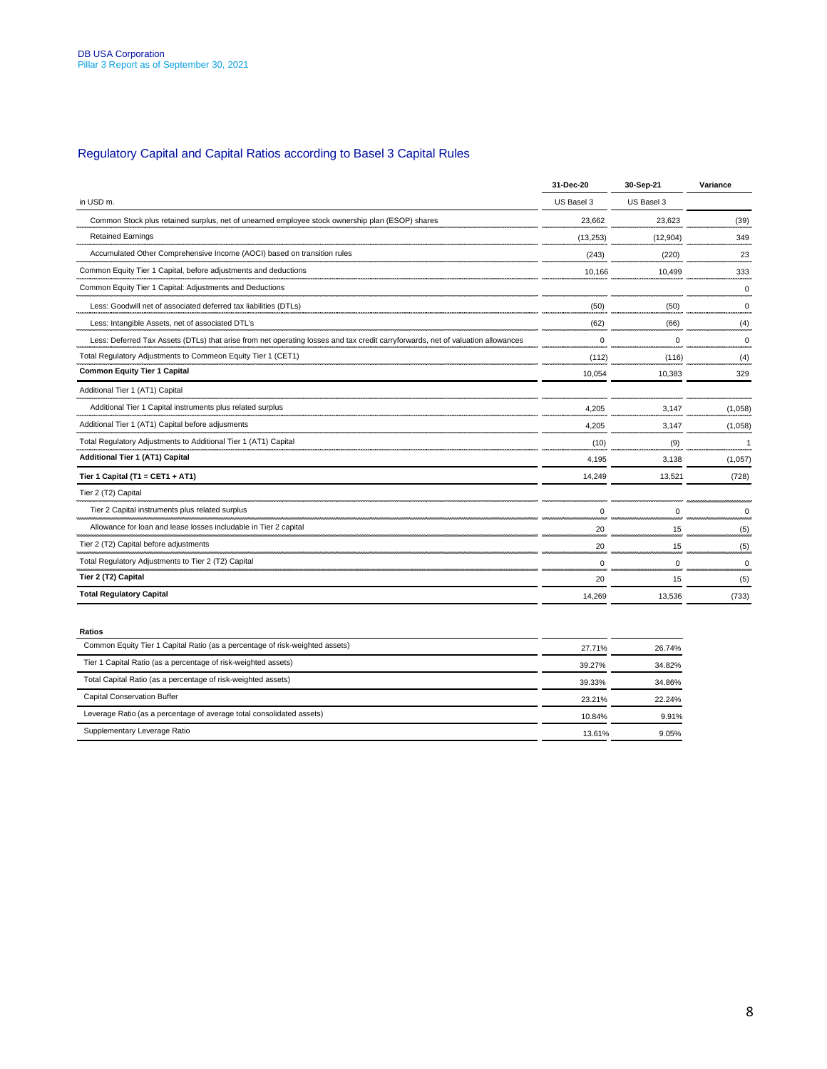## Regulatory Capital and Capital Ratios according to Basel 3 Capital Rules

| | 31-Dec-20 | 30-Sep-21 | Variance |
|---|---|---|---|
| in USD m. | US Basel 3 | US Basel 3 | |
| Common Stock plus retained surplus, net of unearned employee stock ownership plan (ESOP) shares | 23,662 | 23,623 | (39) |
| Retained Earnings | (13,253) | (12,904) | 349 |
| Accumulated Other Comprehensive Income (AOCI) based on transition rules | (243) | (220) | 23 |
| Common Equity Tier 1 Capital, before adjustments and deductions | 10,166 | 10,499 | 333 |
| Common Equity Tier 1 Capital: Adjustments and Deductions | | | 0 |
| Less: Goodwill net of associated deferred tax liabilities (DTLs) | (50) | (50) | 0 |
| Less: Intangible Assets, net of associated DTL's | (62) | (66) | (4) |
| Less: Deferred Tax Assets (DTLs) that arise from net operating losses and tax credit carryforwards, net of valuation allowances | 0 | 0 | 0 |
| Total Regulatory Adjustments to Commeon Equity Tier 1 (CET1) | (112) | (116) | (4) |
| **Common Equity Tier 1 Capital** | 10,054 | 10,383 | 329 |
| Additional Tier 1 (AT1) Capital | | | |
| Additional Tier 1 Capital instruments plus related surplus | 4,205 | 3,147 | (1,058) |
| Additional Tier 1 (AT1) Capital before adjusments | 4,205 | 3,147 | (1,058) |
| Total Regulatory Adjustments to Additional Tier 1 (AT1) Capital | (10) | (9) | 1 |
| **Additional Tier 1 (AT1) Capital** | 4,195 | 3,138 | (1,057) |
| **Tier 1 Capital (T1 = CET1 + AT1)** | 14,249 | 13,521 | (728) |
| Tier 2 (T2) Capital | | | |
| Tier 2 Capital instruments plus related surplus | 0 | 0 | 0 |
| Allowance for loan and lease losses includable in Tier 2 capital | 20 | 15 | (5) |
| Tier 2 (T2) Capital before adjustments | 20 | 15 | (5) |
| Total Regulatory Adjustments to Tier 2 (T2) Capital | 0 | 0 | 0 |
| **Tier 2 (T2) Capital** | 20 | 15 | (5) |
| **Total Regulatory Capital** | 14,269 | 13,536 | (733) |

| **Ratios** | | |
|---|---|---|
| Common Equity Tier 1 Capital Ratio (as a percentage of risk-weighted assets) | 27.71% | 26.74% |
| Tier 1 Capital Ratio (as a percentage of risk-weighted assets) | 39.27% | 34.82% |
| Total Capital Ratio (as a percentage of risk-weighted assets) | 39.33% | 34.86% |
| Capital Conservation Buffer | 23.21% | 22.24% |
| Leverage Ratio (as a percentage of average total consolidated assets) | 10.84% | 9.91% |
| Supplementary Leverage Ratio | 13.61% | 9.05% |